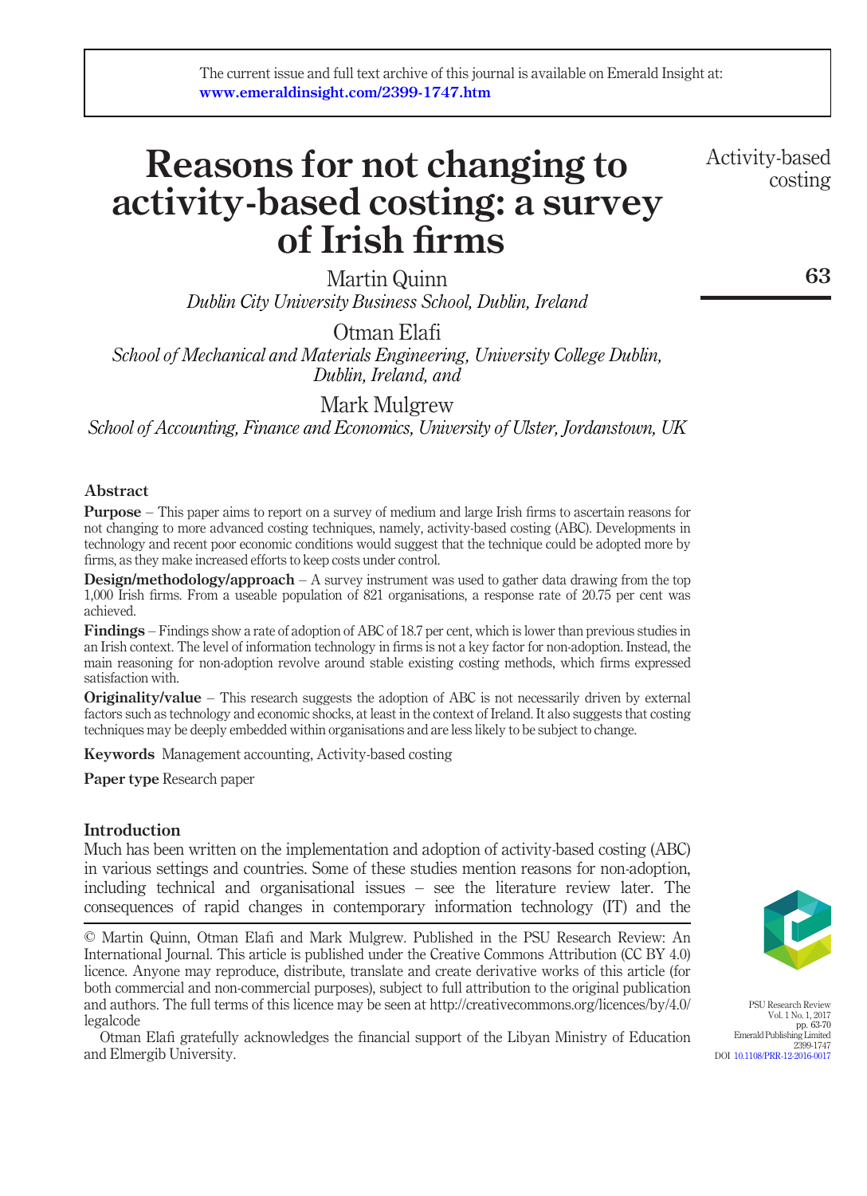The current issue and full text archive of this journal is available on Emerald Insight at: www.emeraldinsight.com/2399-1747.htm

# Reasons for not changing to activity-based costing: a survey of Irish firms

Martin Quinn
*Dublin City University Business School, Dublin, Ireland*

Otman Elafi
*School of Mechanical and Materials Engineering, University College Dublin, Dublin, Ireland, and*

Mark Mulgrew
*School of Accounting, Finance and Economics, University of Ulster, Jordanstown, UK*

## Abstract

**Purpose** – This paper aims to report on a survey of medium and large Irish firms to ascertain reasons for not changing to more advanced costing techniques, namely, activity-based costing (ABC). Developments in technology and recent poor economic conditions would suggest that the technique could be adopted more by firms, as they make increased efforts to keep costs under control.

**Design/methodology/approach** – A survey instrument was used to gather data drawing from the top 1,000 Irish firms. From a useable population of 821 organisations, a response rate of 20.75 per cent was achieved.

**Findings** – Findings show a rate of adoption of ABC of 18.7 per cent, which is lower than previous studies in an Irish context. The level of information technology in firms is not a key factor for non-adoption. Instead, the main reasoning for non-adoption revolve around stable existing costing methods, which firms expressed satisfaction with.

**Originality/value** – This research suggests the adoption of ABC is not necessarily driven by external factors such as technology and economic shocks, at least in the context of Ireland. It also suggests that costing techniques may be deeply embedded within organisations and are less likely to be subject to change.

**Keywords** Management accounting, Activity-based costing

**Paper type** Research paper

## Introduction

Much has been written on the implementation and adoption of activity-based costing (ABC) in various settings and countries. Some of these studies mention reasons for non-adoption, including technical and organisational issues – see the literature review later. The consequences of rapid changes in contemporary information technology (IT) and the

© Martin Quinn, Otman Elafi and Mark Mulgrew. Published in the PSU Research Review: An International Journal. This article is published under the Creative Commons Attribution (CC BY 4.0) licence. Anyone may reproduce, distribute, translate and create derivative works of this article (for both commercial and non-commercial purposes), subject to full attribution to the original publication and authors. The full terms of this licence may be seen at http://creativecommons.org/licences/by/4.0/legalcode

Otman Elafi gratefully acknowledges the financial support of the Libyan Ministry of Education and Elmergib University.

PSU Research Review
Vol. 1 No. 1, 2017
pp. 63-70
Emerald Publishing Limited
2399-1747
DOI 10.1108/PRR-12-2016-0017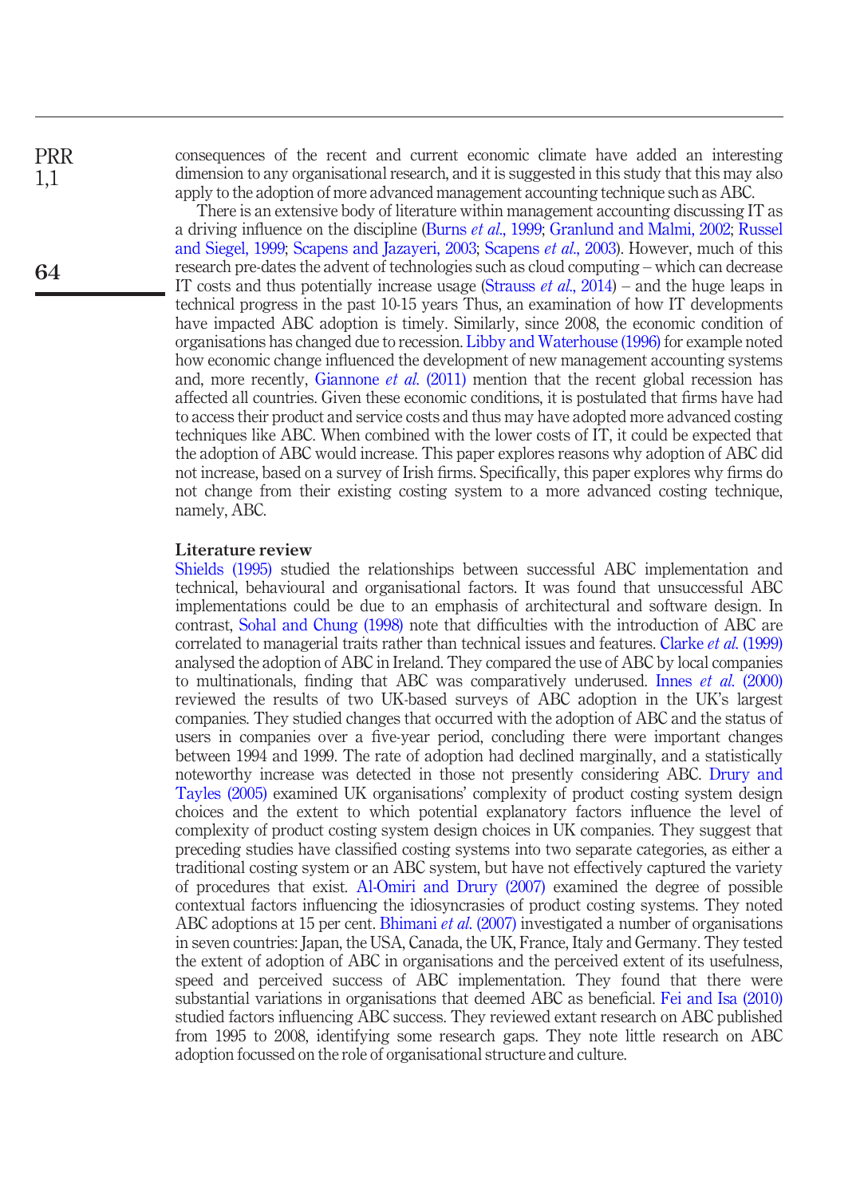consequences of the recent and current economic climate have added an interesting dimension to any organisational research, and it is suggested in this study that this may also apply to the adoption of more advanced management accounting technique such as ABC.

There is an extensive body of literature within management accounting discussing IT as a driving influence on the discipline (Burns *et al.*, 1999; Granlund and Malmi, 2002; Russel and Siegel, 1999; Scapens and Jazayeri, 2003; Scapens *et al.*, 2003). However, much of this research pre-dates the advent of technologies such as cloud computing – which can decrease IT costs and thus potentially increase usage (Strauss *et al.*, 2014) – and the huge leaps in technical progress in the past 10-15 years Thus, an examination of how IT developments have impacted ABC adoption is timely. Similarly, since 2008, the economic condition of organisations has changed due to recession. Libby and Waterhouse (1996) for example noted how economic change influenced the development of new management accounting systems and, more recently, Giannone *et al.* (2011) mention that the recent global recession has affected all countries. Given these economic conditions, it is postulated that firms have had to access their product and service costs and thus may have adopted more advanced costing techniques like ABC. When combined with the lower costs of IT, it could be expected that the adoption of ABC would increase. This paper explores reasons why adoption of ABC did not increase, based on a survey of Irish firms. Specifically, this paper explores why firms do not change from their existing costing system to a more advanced costing technique, namely, ABC.

## Literature review

Shields (1995) studied the relationships between successful ABC implementation and technical, behavioural and organisational factors. It was found that unsuccessful ABC implementations could be due to an emphasis of architectural and software design. In contrast, Sohal and Chung (1998) note that difficulties with the introduction of ABC are correlated to managerial traits rather than technical issues and features. Clarke *et al.* (1999) analysed the adoption of ABC in Ireland. They compared the use of ABC by local companies to multinationals, finding that ABC was comparatively underused. Innes *et al.* (2000) reviewed the results of two UK-based surveys of ABC adoption in the UK's largest companies. They studied changes that occurred with the adoption of ABC and the status of users in companies over a five-year period, concluding there were important changes between 1994 and 1999. The rate of adoption had declined marginally, and a statistically noteworthy increase was detected in those not presently considering ABC. Drury and Tayles (2005) examined UK organisations' complexity of product costing system design choices and the extent to which potential explanatory factors influence the level of complexity of product costing system design choices in UK companies. They suggest that preceding studies have classified costing systems into two separate categories, as either a traditional costing system or an ABC system, but have not effectively captured the variety of procedures that exist. Al-Omiri and Drury (2007) examined the degree of possible contextual factors influencing the idiosyncrasies of product costing systems. They noted ABC adoptions at 15 per cent. Bhimani *et al.* (2007) investigated a number of organisations in seven countries: Japan, the USA, Canada, the UK, France, Italy and Germany. They tested the extent of adoption of ABC in organisations and the perceived extent of its usefulness, speed and perceived success of ABC implementation. They found that there were substantial variations in organisations that deemed ABC as beneficial. Fei and Isa (2010) studied factors influencing ABC success. They reviewed extant research on ABC published from 1995 to 2008, identifying some research gaps. They note little research on ABC adoption focussed on the role of organisational structure and culture.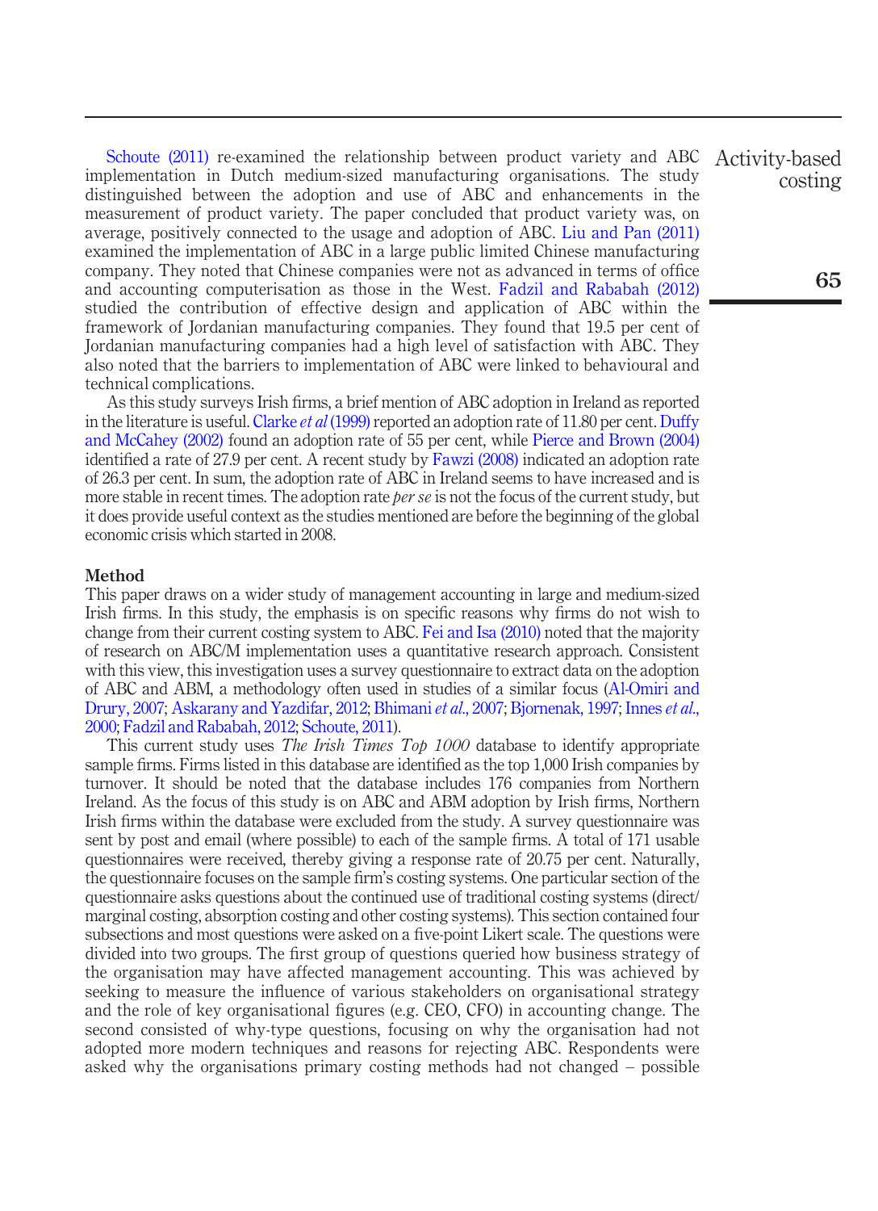Schoute (2011) re-examined the relationship between product variety and ABC implementation in Dutch medium-sized manufacturing organisations. The study distinguished between the adoption and use of ABC and enhancements in the measurement of product variety. The paper concluded that product variety was, on average, positively connected to the usage and adoption of ABC. Liu and Pan (2011) examined the implementation of ABC in a large public limited Chinese manufacturing company. They noted that Chinese companies were not as advanced in terms of office and accounting computerisation as those in the West. Fadzil and Rababah (2012) studied the contribution of effective design and application of ABC within the framework of Jordanian manufacturing companies. They found that 19.5 per cent of Jordanian manufacturing companies had a high level of satisfaction with ABC. They also noted that the barriers to implementation of ABC were linked to behavioural and technical complications.

As this study surveys Irish firms, a brief mention of ABC adoption in Ireland as reported in the literature is useful. Clarke *et al* (1999) reported an adoption rate of 11.80 per cent. Duffy and McCahey (2002) found an adoption rate of 55 per cent, while Pierce and Brown (2004) identified a rate of 27.9 per cent. A recent study by Fawzi (2008) indicated an adoption rate of 26.3 per cent. In sum, the adoption rate of ABC in Ireland seems to have increased and is more stable in recent times. The adoption rate *per se* is not the focus of the current study, but it does provide useful context as the studies mentioned are before the beginning of the global economic crisis which started in 2008.

## Method

This paper draws on a wider study of management accounting in large and medium-sized Irish firms. In this study, the emphasis is on specific reasons why firms do not wish to change from their current costing system to ABC. Fei and Isa (2010) noted that the majority of research on ABC/M implementation uses a quantitative research approach. Consistent with this view, this investigation uses a survey questionnaire to extract data on the adoption of ABC and ABM, a methodology often used in studies of a similar focus (Al-Omiri and Drury, 2007; Askarany and Yazdifar, 2012; Bhimani *et al.*, 2007; Bjornenak, 1997; Innes *et al.*, 2000; Fadzil and Rababah, 2012; Schoute, 2011).

This current study uses *The Irish Times Top 1000* database to identify appropriate sample firms. Firms listed in this database are identified as the top 1,000 Irish companies by turnover. It should be noted that the database includes 176 companies from Northern Ireland. As the focus of this study is on ABC and ABM adoption by Irish firms, Northern Irish firms within the database were excluded from the study. A survey questionnaire was sent by post and email (where possible) to each of the sample firms. A total of 171 usable questionnaires were received, thereby giving a response rate of 20.75 per cent. Naturally, the questionnaire focuses on the sample firm's costing systems. One particular section of the questionnaire asks questions about the continued use of traditional costing systems (direct/marginal costing, absorption costing and other costing systems). This section contained four subsections and most questions were asked on a five-point Likert scale. The questions were divided into two groups. The first group of questions queried how business strategy of the organisation may have affected management accounting. This was achieved by seeking to measure the influence of various stakeholders on organisational strategy and the role of key organisational figures (e.g. CEO, CFO) in accounting change. The second consisted of why-type questions, focusing on why the organisation had not adopted more modern techniques and reasons for rejecting ABC. Respondents were asked why the organisations primary costing methods had not changed – possible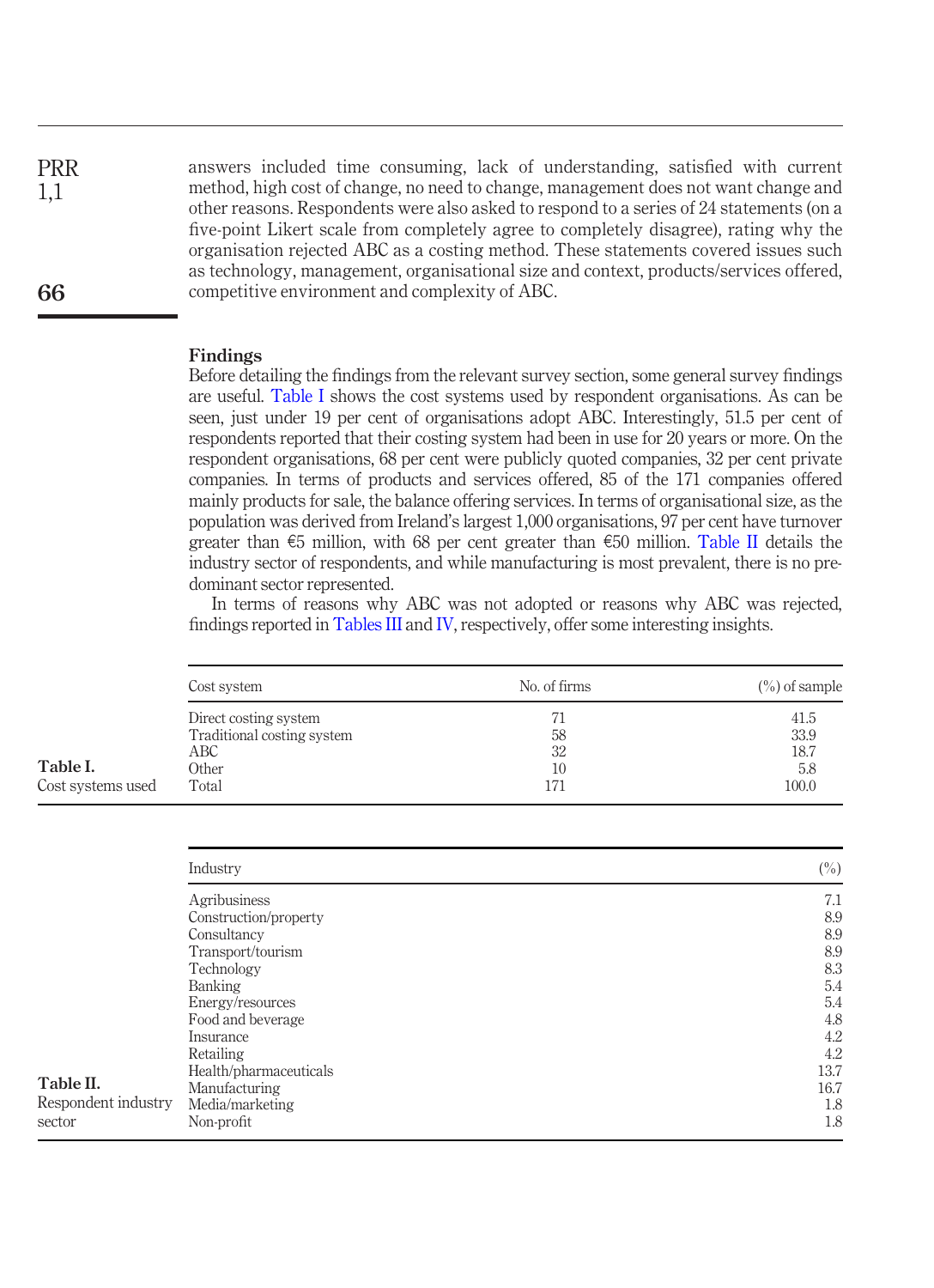answers included time consuming, lack of understanding, satisfied with current method, high cost of change, no need to change, management does not want change and other reasons. Respondents were also asked to respond to a series of 24 statements (on a five-point Likert scale from completely agree to completely disagree), rating why the organisation rejected ABC as a costing method. These statements covered issues such as technology, management, organisational size and context, products/services offered, competitive environment and complexity of ABC.

## Findings

Before detailing the findings from the relevant survey section, some general survey findings are useful. Table I shows the cost systems used by respondent organisations. As can be seen, just under 19 per cent of organisations adopt ABC. Interestingly, 51.5 per cent of respondents reported that their costing system had been in use for 20 years or more. On the respondent organisations, 68 per cent were publicly quoted companies, 32 per cent private companies. In terms of products and services offered, 85 of the 171 companies offered mainly products for sale, the balance offering services. In terms of organisational size, as the population was derived from Ireland's largest 1,000 organisations, 97 per cent have turnover greater than €5 million, with 68 per cent greater than €50 million. Table II details the industry sector of respondents, and while manufacturing is most prevalent, there is no pre-dominant sector represented.

In terms of reasons why ABC was not adopted or reasons why ABC was rejected, findings reported in Tables III and IV, respectively, offer some interesting insights.

**Table I.** Cost systems used

| Cost system | No. of firms | (%) of sample |
|---|---|---|
| Direct costing system | 71 | 41.5 |
| Traditional costing system | 58 | 33.9 |
| ABC | 32 | 18.7 |
| Other | 10 | 5.8 |
| Total | 171 | 100.0 |

**Table II.** Respondent industry sector

| Industry | (%) |
|---|---|
| Agribusiness | 7.1 |
| Construction/property | 8.9 |
| Consultancy | 8.9 |
| Transport/tourism | 8.9 |
| Technology | 8.3 |
| Banking | 5.4 |
| Energy/resources | 5.4 |
| Food and beverage | 4.8 |
| Insurance | 4.2 |
| Retailing | 4.2 |
| Health/pharmaceuticals | 13.7 |
| Manufacturing | 16.7 |
| Media/marketing | 1.8 |
| Non-profit | 1.8 |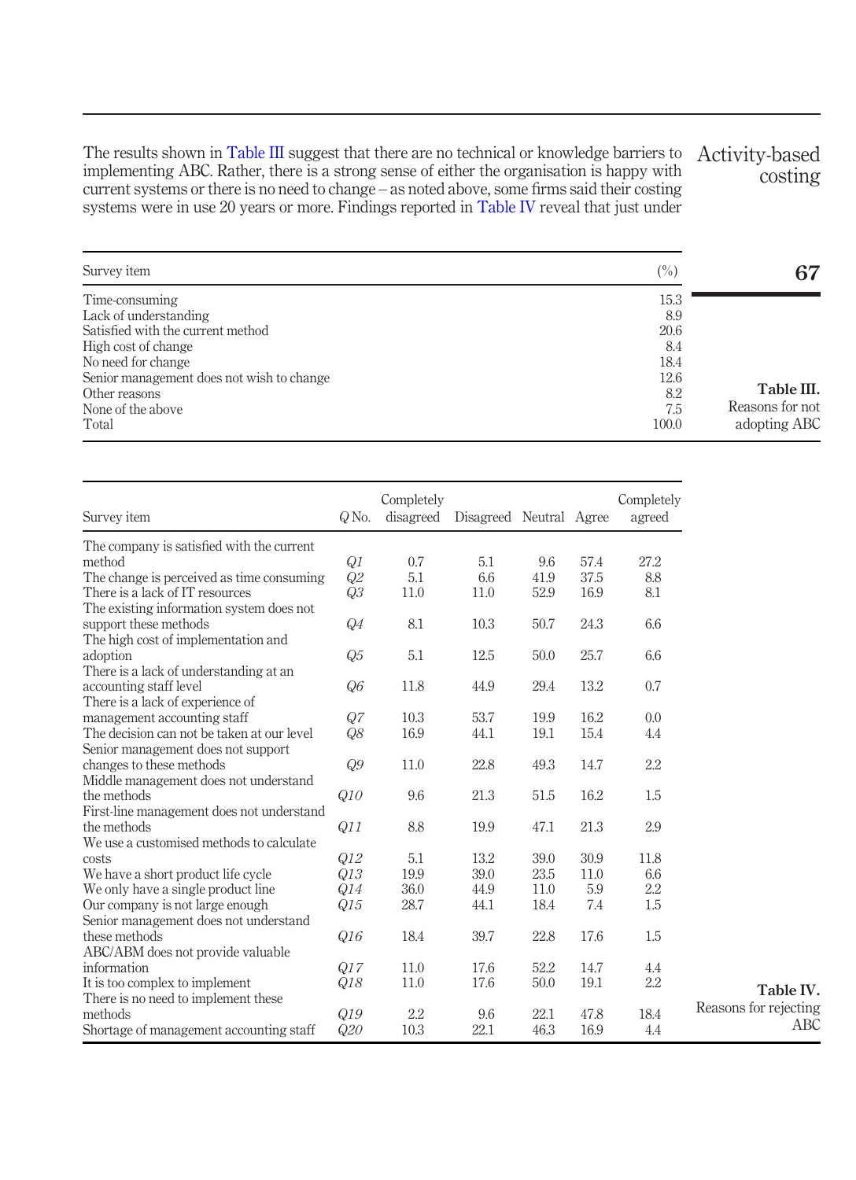The results shown in Table III suggest that there are no technical or knowledge barriers to implementing ABC. Rather, there is a strong sense of either the organisation is happy with current systems or there is no need to change – as noted above, some firms said their costing systems were in use 20 years or more. Findings reported in Table IV reveal that just under

**Table III.** Reasons for not adopting ABC

| Survey item | (%) |
|---|---|
| Time-consuming | 15.3 |
| Lack of understanding | 8.9 |
| Satisfied with the current method | 20.6 |
| High cost of change | 8.4 |
| No need for change | 18.4 |
| Senior management does not wish to change | 12.6 |
| Other reasons | 8.2 |
| None of the above | 7.5 |
| Total | 100.0 |

**Table IV.** Reasons for rejecting ABC

| Survey item | *Q* No. | Completely disagreed | Disagreed | Neutral | Agree | Completely agreed |
|---|---|---|---|---|---|---|
| The company is satisfied with the current method | *Q1* | 0.7 | 5.1 | 9.6 | 57.4 | 27.2 |
| The change is perceived as time consuming | *Q2* | 5.1 | 6.6 | 41.9 | 37.5 | 8.8 |
| There is a lack of IT resources | *Q3* | 11.0 | 11.0 | 52.9 | 16.9 | 8.1 |
| The existing information system does not support these methods | *Q4* | 8.1 | 10.3 | 50.7 | 24.3 | 6.6 |
| The high cost of implementation and adoption | *Q5* | 5.1 | 12.5 | 50.0 | 25.7 | 6.6 |
| There is a lack of understanding at an accounting staff level | *Q6* | 11.8 | 44.9 | 29.4 | 13.2 | 0.7 |
| There is a lack of experience of management accounting staff | *Q7* | 10.3 | 53.7 | 19.9 | 16.2 | 0.0 |
| The decision can not be taken at our level | *Q8* | 16.9 | 44.1 | 19.1 | 15.4 | 4.4 |
| Senior management does not support changes to these methods | *Q9* | 11.0 | 22.8 | 49.3 | 14.7 | 2.2 |
| Middle management does not understand the methods | *Q10* | 9.6 | 21.3 | 51.5 | 16.2 | 1.5 |
| First-line management does not understand the methods | *Q11* | 8.8 | 19.9 | 47.1 | 21.3 | 2.9 |
| We use a customised methods to calculate costs | *Q12* | 5.1 | 13.2 | 39.0 | 30.9 | 11.8 |
| We have a short product life cycle | *Q13* | 19.9 | 39.0 | 23.5 | 11.0 | 6.6 |
| We only have a single product line | *Q14* | 36.0 | 44.9 | 11.0 | 5.9 | 2.2 |
| Our company is not large enough | *Q15* | 28.7 | 44.1 | 18.4 | 7.4 | 1.5 |
| Senior management does not understand these methods | *Q16* | 18.4 | 39.7 | 22.8 | 17.6 | 1.5 |
| ABC/ABM does not provide valuable information | *Q17* | 11.0 | 17.6 | 52.2 | 14.7 | 4.4 |
| It is too complex to implement | *Q18* | 11.0 | 17.6 | 50.0 | 19.1 | 2.2 |
| There is no need to implement these methods | *Q19* | 2.2 | 9.6 | 22.1 | 47.8 | 18.4 |
| Shortage of management accounting staff | *Q20* | 10.3 | 22.1 | 46.3 | 16.9 | 4.4 |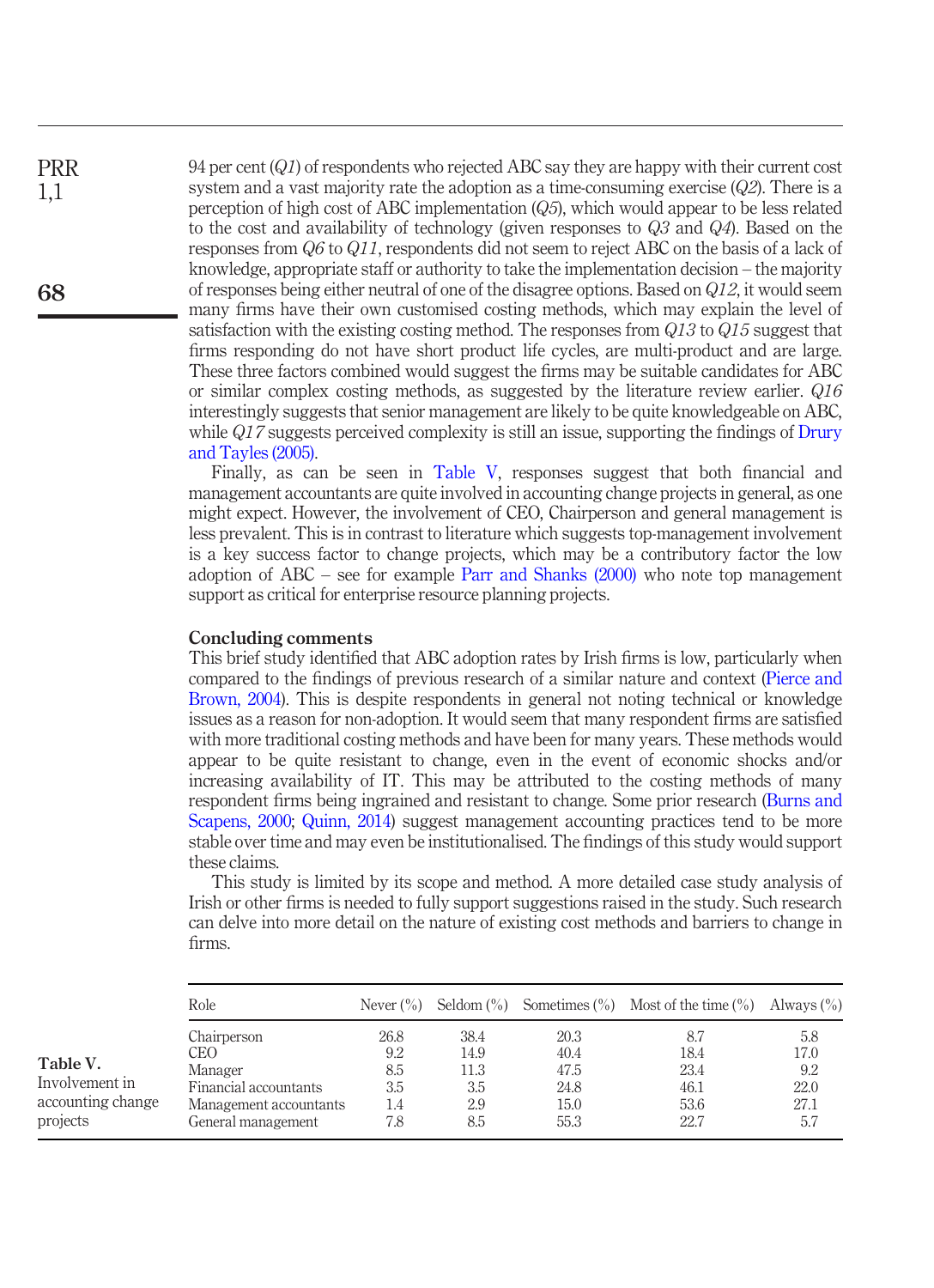94 per cent (*Q1*) of respondents who rejected ABC say they are happy with their current cost system and a vast majority rate the adoption as a time-consuming exercise (*Q2*). There is a perception of high cost of ABC implementation (*Q5*), which would appear to be less related to the cost and availability of technology (given responses to *Q3* and *Q4*). Based on the responses from *Q6* to *Q11*, respondents did not seem to reject ABC on the basis of a lack of knowledge, appropriate staff or authority to take the implementation decision – the majority of responses being either neutral of one of the disagree options. Based on *Q12*, it would seem many firms have their own customised costing methods, which may explain the level of satisfaction with the existing costing method. The responses from *Q13* to *Q15* suggest that firms responding do not have short product life cycles, are multi-product and are large. These three factors combined would suggest the firms may be suitable candidates for ABC or similar complex costing methods, as suggested by the literature review earlier. *Q16* interestingly suggests that senior management are likely to be quite knowledgeable on ABC, while *Q17* suggests perceived complexity is still an issue, supporting the findings of Drury and Tayles (2005).

Finally, as can be seen in Table V, responses suggest that both financial and management accountants are quite involved in accounting change projects in general, as one might expect. However, the involvement of CEO, Chairperson and general management is less prevalent. This is in contrast to literature which suggests top-management involvement is a key success factor to change projects, which may be a contributory factor the low adoption of ABC – see for example Parr and Shanks (2000) who note top management support as critical for enterprise resource planning projects.

## Concluding comments

This brief study identified that ABC adoption rates by Irish firms is low, particularly when compared to the findings of previous research of a similar nature and context (Pierce and Brown, 2004). This is despite respondents in general not noting technical or knowledge issues as a reason for non-adoption. It would seem that many respondent firms are satisfied with more traditional costing methods and have been for many years. These methods would appear to be quite resistant to change, even in the event of economic shocks and/or increasing availability of IT. This may be attributed to the costing methods of many respondent firms being ingrained and resistant to change. Some prior research (Burns and Scapens, 2000; Quinn, 2014) suggest management accounting practices tend to be more stable over time and may even be institutionalised. The findings of this study would support these claims.

This study is limited by its scope and method. A more detailed case study analysis of Irish or other firms is needed to fully support suggestions raised in the study. Such research can delve into more detail on the nature of existing cost methods and barriers to change in firms.

**Table V.** Involvement in accounting change projects

| Role | Never (%) | Seldom (%) | Sometimes (%) | Most of the time (%) | Always (%) |
|---|---|---|---|---|---|
| Chairperson | 26.8 | 38.4 | 20.3 | 8.7 | 5.8 |
| CEO | 9.2 | 14.9 | 40.4 | 18.4 | 17.0 |
| Manager | 8.5 | 11.3 | 47.5 | 23.4 | 9.2 |
| Financial accountants | 3.5 | 3.5 | 24.8 | 46.1 | 22.0 |
| Management accountants | 1.4 | 2.9 | 15.0 | 53.6 | 27.1 |
| General management | 7.8 | 8.5 | 55.3 | 22.7 | 5.7 |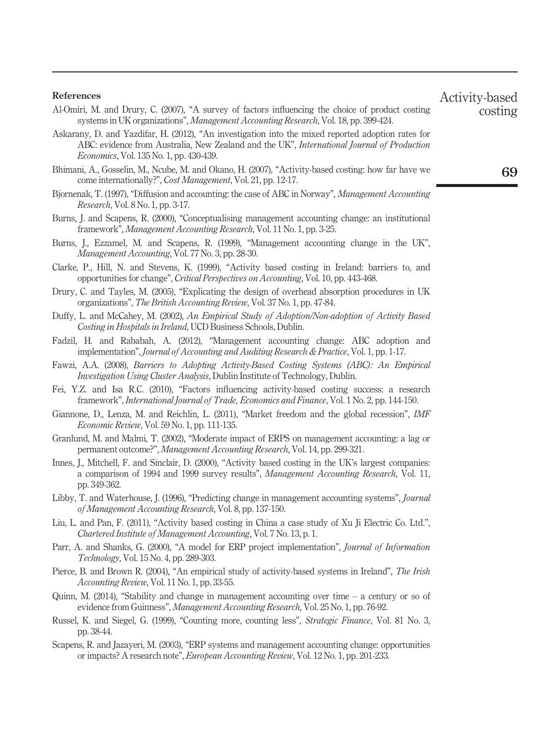**References**

Al-Omiri, M. and Drury, C. (2007), "A survey of factors influencing the choice of product costing systems in UK organizations", *Management Accounting Research*, Vol. 18, pp. 399-424.

Askarany, D. and Yazdifar, H. (2012), "An investigation into the mixed reported adoption rates for ABC: evidence from Australia, New Zealand and the UK", *International Journal of Production Economics*, Vol. 135 No. 1, pp. 430-439.

Bhimani, A., Gosselin, M., Ncube, M. and Okano, H. (2007), "Activity-based costing: how far have we come internationally?", *Cost Management*, Vol. 21, pp. 12-17.

Bjornenak, T. (1997), "Diffusion and accounting: the case of ABC in Norway", *Management Accounting Research*, Vol. 8 No. 1, pp. 3-17.

Burns, J. and Scapens, R. (2000), "Conceptualising management accounting change: an institutional framework", *Management Accounting Research*, Vol. 11 No. 1, pp. 3-25.

Burns, J., Ezzamel, M. and Scapens, R. (1999), "Management accounting change in the UK", *Management Accounting*, Vol. 77 No. 3, pp. 28-30.

Clarke, P., Hill, N. and Stevens, K. (1999), "Activity based costing in Ireland: barriers to, and opportunities for change", *Critical Perspectives on Accounting*, Vol. 10, pp. 443-468.

Drury, C. and Tayles, M. (2005), "Explicating the design of overhead absorption procedures in UK organizations", *The British Accounting Review*, Vol. 37 No. 1, pp. 47-84.

Duffy, L. and McCahey, M. (2002), *An Empirical Study of Adoption/Non-adoption of Activity Based Costing in Hospitals in Ireland*, UCD Business Schools, Dublin.

Fadzil, H. and Rababah, A. (2012), "Management accounting change: ABC adoption and implementation", *Journal of Accounting and Auditing Research & Practice*, Vol. 1, pp. 1-17.

Fawzi, A.A. (2008), *Barriers to Adopting Activity-Based Costing Systems (ABC): An Empirical Investigation Using Cluster Analysis*, Dublin Institute of Technology, Dublin.

Fei, Y.Z. and Isa R.C. (2010), "Factors influencing activity-based costing success: a research framework", *International Journal of Trade, Economics and Finance*, Vol. 1 No. 2, pp. 144-150.

Giannone, D., Lenza, M. and Reichlin, L. (2011), "Market freedom and the global recession", *IMF Economic Review*, Vol. 59 No. 1, pp. 111-135.

Granlund, M. and Malmi, T. (2002), "Moderate impact of ERPS on management accounting: a lag or permanent outcome?", *Management Accounting Research*, Vol. 14, pp. 299-321.

Innes, J., Mitchell, F. and Sinclair, D. (2000), "Activity based costing in the UK's largest companies: a comparison of 1994 and 1999 survey results", *Management Accounting Research*, Vol. 11, pp. 349-362.

Libby, T. and Waterhouse, J. (1996), "Predicting change in management accounting systems", *Journal of Management Accounting Research*, Vol. 8, pp. 137-150.

Liu, L. and Pan, F. (2011), "Activity based costing in China a case study of Xu Ji Electric Co. Ltd.", *Chartered Institute of Management Accounting*, Vol. 7 No. 13, p. 1.

Parr, A. and Shanks, G. (2000), "A model for ERP project implementation", *Journal of Information Technology*, Vol. 15 No. 4, pp. 289-303.

Pierce, B. and Brown R. (2004), "An empirical study of activity-based systems in Ireland", *The Irish Accounting Review*, Vol. 11 No. 1, pp. 33-55.

Quinn, M. (2014), "Stability and change in management accounting over time – a century or so of evidence from Guinness", *Management Accounting Research*, Vol. 25 No. 1, pp. 76-92.

Russel, K. and Siegel, G. (1999), "Counting more, counting less", *Strategic Finance*, Vol. 81 No. 3, pp. 38-44.

Scapens, R. and Jazayeri, M. (2003), "ERP systems and management accounting change: opportunities or impacts? A research note", *European Accounting Review*, Vol. 12 No. 1, pp. 201-233.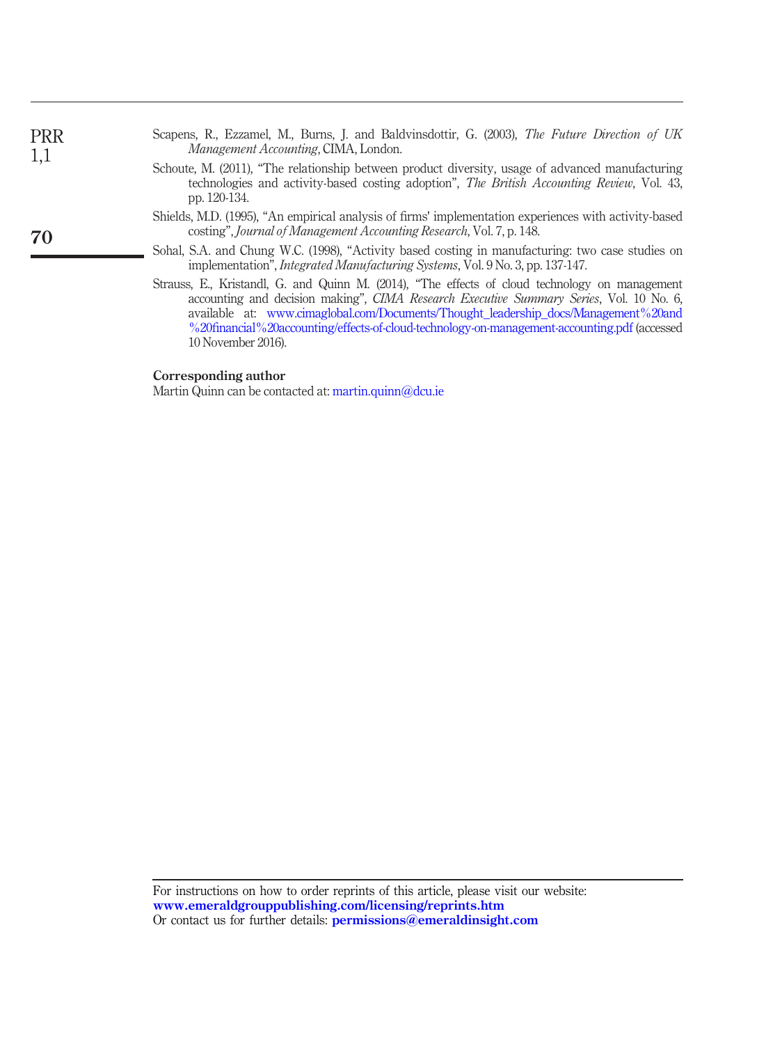Scapens, R., Ezzamel, M., Burns, J. and Baldvinsdottir, G. (2003), *The Future Direction of UK Management Accounting*, CIMA, London.

Schoute, M. (2011), "The relationship between product diversity, usage of advanced manufacturing technologies and activity-based costing adoption", *The British Accounting Review*, Vol. 43, pp. 120-134.

Shields, M.D. (1995), "An empirical analysis of firms' implementation experiences with activity-based costing", *Journal of Management Accounting Research*, Vol. 7, p. 148.

Sohal, S.A. and Chung W.C. (1998), "Activity based costing in manufacturing: two case studies on implementation", *Integrated Manufacturing Systems*, Vol. 9 No. 3, pp. 137-147.

Strauss, E., Kristandl, G. and Quinn M. (2014), "The effects of cloud technology on management accounting and decision making", *CIMA Research Executive Summary Series*, Vol. 10 No. 6, available at: www.cimaglobal.com/Documents/Thought_leadership_docs/Management%20and%20financial%20accounting/effects-of-cloud-technology-on-management-accounting.pdf (accessed 10 November 2016).

**Corresponding author**

Martin Quinn can be contacted at: martin.quinn@dcu.ie

For instructions on how to order reprints of this article, please visit our website:
**www.emeraldgrouppublishing.com/licensing/reprints.htm**
Or contact us for further details: **permissions@emeraldinsight.com**